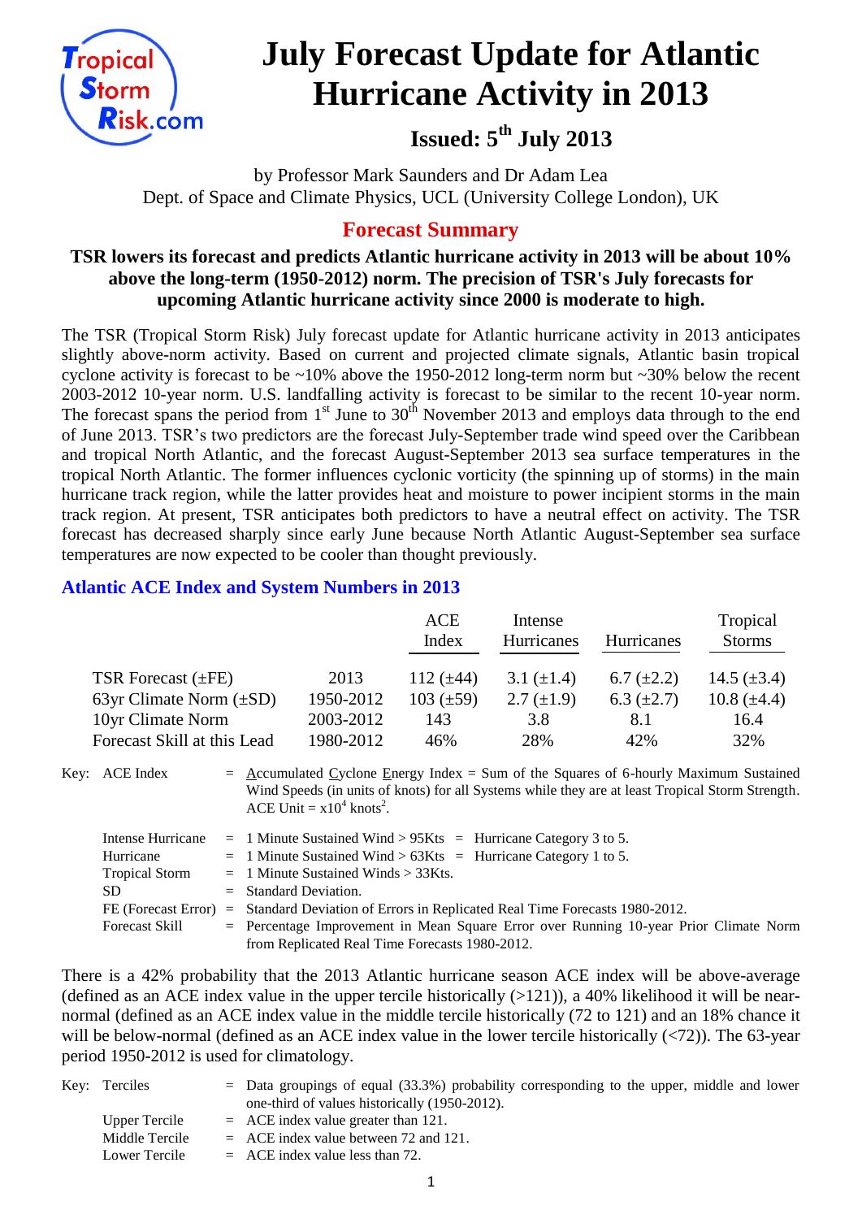# July Forecast Update for Atlantic Hurricane Activity in 2013

## Issued: 5th July 2013

by Professor Mark Saunders and Dr Adam Lea
Dept. of Space and Climate Physics, UCL (University College London), UK

## Forecast Summary

**TSR lowers its forecast and predicts Atlantic hurricane activity in 2013 will be about 10% above the long-term (1950-2012) norm. The precision of TSR's July forecasts for upcoming Atlantic hurricane activity since 2000 is moderate to high.**

The TSR (Tropical Storm Risk) July forecast update for Atlantic hurricane activity in 2013 anticipates slightly above-norm activity. Based on current and projected climate signals, Atlantic basin tropical cyclone activity is forecast to be ~10% above the 1950-2012 long-term norm but ~30% below the recent 2003-2012 10-year norm. U.S. landfalling activity is forecast to be similar to the recent 10-year norm. The forecast spans the period from 1st June to 30th November 2013 and employs data through to the end of June 2013. TSR's two predictors are the forecast July-September trade wind speed over the Caribbean and tropical North Atlantic, and the forecast August-September 2013 sea surface temperatures in the tropical North Atlantic. The former influences cyclonic vorticity (the spinning up of storms) in the main hurricane track region, while the latter provides heat and moisture to power incipient storms in the main track region. At present, TSR anticipates both predictors to have a neutral effect on activity. The TSR forecast has decreased sharply since early June because North Atlantic August-September sea surface temperatures are now expected to be cooler than thought previously.

### Atlantic ACE Index and System Numbers in 2013

| | | ACE Index | Intense Hurricanes | Hurricanes | Tropical Storms |
|---|---|---|---|---|---|
| TSR Forecast (±FE) | 2013 | 112 (±44) | 3.1 (±1.4) | 6.7 (±2.2) | 14.5 (±3.4) |
| 63yr Climate Norm (±SD) | 1950-2012 | 103 (±59) | 2.7 (±1.9) | 6.3 (±2.7) | 10.8 (±4.4) |
| 10yr Climate Norm | 2003-2012 | 143 | 3.8 | 8.1 | 16.4 |
| Forecast Skill at this Lead | 1980-2012 | 46% | 28% | 42% | 32% |

Key: ACE Index = Accumulated Cyclone Energy Index = Sum of the Squares of 6-hourly Maximum Sustained Wind Speeds (in units of knots) for all Systems while they are at least Tropical Storm Strength. ACE Unit = $x10^4$ knots$^2$.

- Intense Hurricane = 1 Minute Sustained Wind > 95Kts = Hurricane Category 3 to 5.
- Hurricane = 1 Minute Sustained Wind > 63Kts = Hurricane Category 1 to 5.
- Tropical Storm = 1 Minute Sustained Winds > 33Kts.
- SD = Standard Deviation.
- FE (Forecast Error) = Standard Deviation of Errors in Replicated Real Time Forecasts 1980-2012.
- Forecast Skill = Percentage Improvement in Mean Square Error over Running 10-year Prior Climate Norm from Replicated Real Time Forecasts 1980-2012.

There is a 42% probability that the 2013 Atlantic hurricane season ACE index will be above-average (defined as an ACE index value in the upper tercile historically (>121)), a 40% likelihood it will be near-normal (defined as an ACE index value in the middle tercile historically (72 to 121) and an 18% chance it will be below-normal (defined as an ACE index value in the lower tercile historically (<72)). The 63-year period 1950-2012 is used for climatology.

Key: Terciles = Data groupings of equal (33.3%) probability corresponding to the upper, middle and lower one-third of values historically (1950-2012).

- Upper Tercile = ACE index value greater than 121.
- Middle Tercile = ACE index value between 72 and 121.
- Lower Tercile = ACE index value less than 72.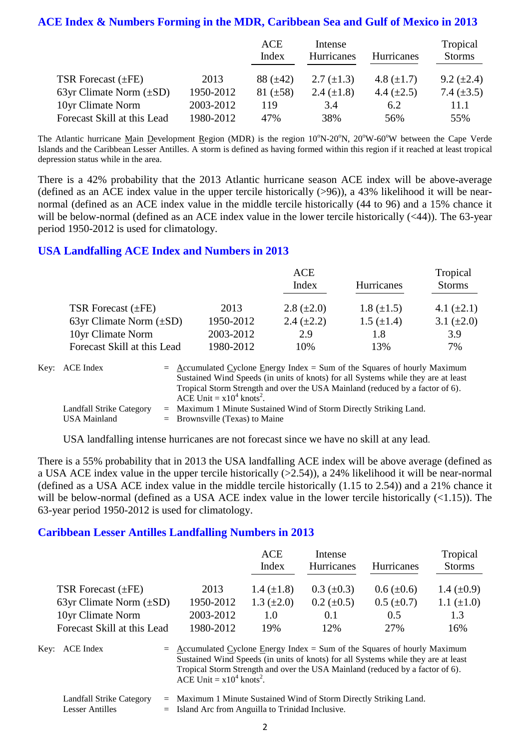## ACE Index & Numbers Forming in the MDR, Caribbean Sea and Gulf of Mexico in 2013

| | | ACE Index | Intense Hurricanes | Hurricanes | Tropical Storms |
|---|---|---|---|---|---|
| TSR Forecast (±FE) | 2013 | 88 (±42) | 2.7 (±1.3) | 4.8 (±1.7) | 9.2 (±2.4) |
| 63yr Climate Norm (±SD) | 1950-2012 | 81 (±58) | 2.4 (±1.8) | 4.4 (±2.5) | 7.4 (±3.5) |
| 10yr Climate Norm | 2003-2012 | 119 | 3.4 | 6.2 | 11.1 |
| Forecast Skill at this Lead | 1980-2012 | 47% | 38% | 56% | 55% |

The Atlantic hurricane Main Development Region (MDR) is the region 10°N-20°N, 20°W-60°W between the Cape Verde Islands and the Caribbean Lesser Antilles. A storm is defined as having formed within this region if it reached at least tropical depression status while in the area.

There is a 42% probability that the 2013 Atlantic hurricane season ACE index will be above-average (defined as an ACE index value in the upper tercile historically (>96)), a 43% likelihood it will be near-normal (defined as an ACE index value in the middle tercile historically (44 to 96) and a 15% chance it will be below-normal (defined as an ACE index value in the lower tercile historically (<44)). The 63-year period 1950-2012 is used for climatology.

## USA Landfalling ACE Index and Numbers in 2013

| | | ACE Index | Hurricanes | Tropical Storms |
|---|---|---|---|---|
| TSR Forecast (±FE) | 2013 | 2.8 (±2.0) | 1.8 (±1.5) | 4.1 (±2.1) |
| 63yr Climate Norm (±SD) | 1950-2012 | 2.4 (±2.2) | 1.5 (±1.4) | 3.1 (±2.0) |
| 10yr Climate Norm | 2003-2012 | 2.9 | 1.8 | 3.9 |
| Forecast Skill at this Lead | 1980-2012 | 10% | 13% | 7% |

Key: ACE Index = Accumulated Cyclone Energy Index = Sum of the Squares of hourly Maximum Sustained Wind Speeds (in units of knots) for all Systems while they are at least Tropical Storm Strength and over the USA Mainland (reduced by a factor of 6). ACE Unit = x$10^4$ knots$^2$.

Landfall Strike Category = Maximum 1 Minute Sustained Wind of Storm Directly Striking Land.

USA Mainland = Brownsville (Texas) to Maine

USA landfalling intense hurricanes are not forecast since we have no skill at any lead.

There is a 55% probability that in 2013 the USA landfalling ACE index will be above average (defined as a USA ACE index value in the upper tercile historically (>2.54)), a 24% likelihood it will be near-normal (defined as a USA ACE index value in the middle tercile historically (1.15 to 2.54)) and a 21% chance it will be below-normal (defined as a USA ACE index value in the lower tercile historically (<1.15)). The 63-year period 1950-2012 is used for climatology.

## Caribbean Lesser Antilles Landfalling Numbers in 2013

| | | ACE Index | Intense Hurricanes | Hurricanes | Tropical Storms |
|---|---|---|---|---|---|
| TSR Forecast (±FE) | 2013 | 1.4 (±1.8) | 0.3 (±0.3) | 0.6 (±0.6) | 1.4 (±0.9) |
| 63yr Climate Norm (±SD) | 1950-2012 | 1.3 (±2.0) | 0.2 (±0.5) | 0.5 (±0.7) | 1.1 (±1.0) |
| 10yr Climate Norm | 2003-2012 | 1.0 | 0.1 | 0.5 | 1.3 |
| Forecast Skill at this Lead | 1980-2012 | 19% | 12% | 27% | 16% |

Key: ACE Index = Accumulated Cyclone Energy Index = Sum of the Squares of hourly Maximum Sustained Wind Speeds (in units of knots) for all Systems while they are at least Tropical Storm Strength and over the USA Mainland (reduced by a factor of 6). ACE Unit = x$10^4$ knots$^2$.

Landfall Strike Category = Maximum 1 Minute Sustained Wind of Storm Directly Striking Land.

Lesser Antilles = Island Arc from Anguilla to Trinidad Inclusive.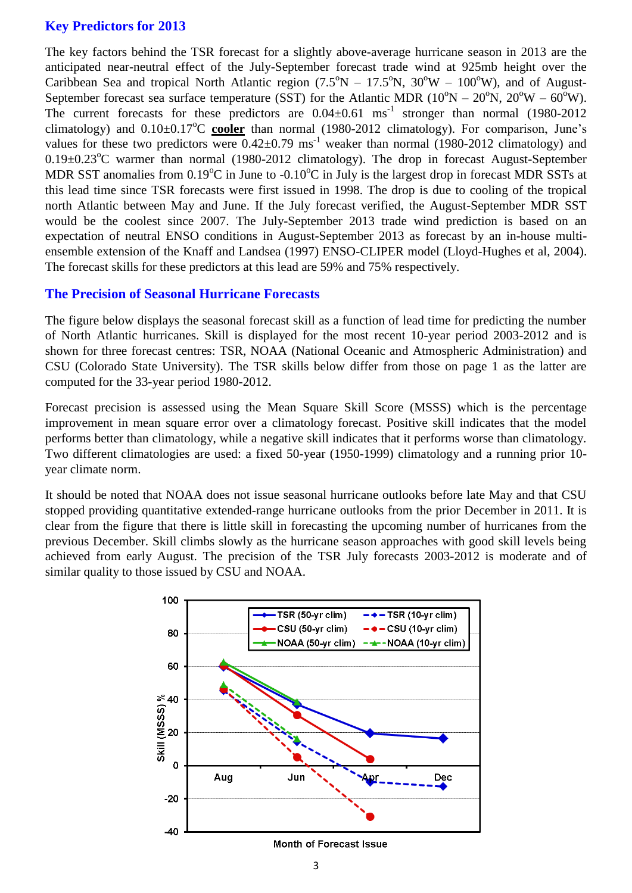## Key Predictors for 2013

The key factors behind the TSR forecast for a slightly above-average hurricane season in 2013 are the anticipated near-neutral effect of the July-September forecast trade wind at 925mb height over the Caribbean Sea and tropical North Atlantic region (7.5°N – 17.5°N, 30°W – 100°W), and of August-September forecast sea surface temperature (SST) for the Atlantic MDR (10°N – 20°N, 20°W – 60°W). The current forecasts for these predictors are 0.04±0.61 $ms^{-1}$ stronger than normal (1980-2012 climatology) and 0.10±0.17°C **cooler** than normal (1980-2012 climatology). For comparison, June's values for these two predictors were 0.42±0.79 $ms^{-1}$ weaker than normal (1980-2012 climatology) and 0.19±0.23°C warmer than normal (1980-2012 climatology). The drop in forecast August-September MDR SST anomalies from 0.19°C in June to -0.10°C in July is the largest drop in forecast MDR SSTs at this lead time since TSR forecasts were first issued in 1998. The drop is due to cooling of the tropical north Atlantic between May and June. If the July forecast verified, the August-September MDR SST would be the coolest since 2007. The July-September 2013 trade wind prediction is based on an expectation of neutral ENSO conditions in August-September 2013 as forecast by an in-house multi-ensemble extension of the Knaff and Landsea (1997) ENSO-CLIPER model (Lloyd-Hughes et al, 2004). The forecast skills for these predictors at this lead are 59% and 75% respectively.

## The Precision of Seasonal Hurricane Forecasts

The figure below displays the seasonal forecast skill as a function of lead time for predicting the number of North Atlantic hurricanes. Skill is displayed for the most recent 10-year period 2003-2012 and is shown for three forecast centres: TSR, NOAA (National Oceanic and Atmospheric Administration) and CSU (Colorado State University). The TSR skills below differ from those on page 1 as the latter are computed for the 33-year period 1980-2012.

Forecast precision is assessed using the Mean Square Skill Score (MSSS) which is the percentage improvement in mean square error over a climatology forecast. Positive skill indicates that the model performs better than climatology, while a negative skill indicates that it performs worse than climatology. Two different climatologies are used: a fixed 50-year (1950-1999) climatology and a running prior 10-year climate norm.

It should be noted that NOAA does not issue seasonal hurricane outlooks before late May and that CSU stopped providing quantitative extended-range hurricane outlooks from the prior December in 2011. It is clear from the figure that there is little skill in forecasting the upcoming number of hurricanes from the previous December. Skill climbs slowly as the hurricane season approaches with good skill levels being achieved from early August. The precision of the TSR July forecasts 2003-2012 is moderate and of similar quality to those issued by CSU and NOAA.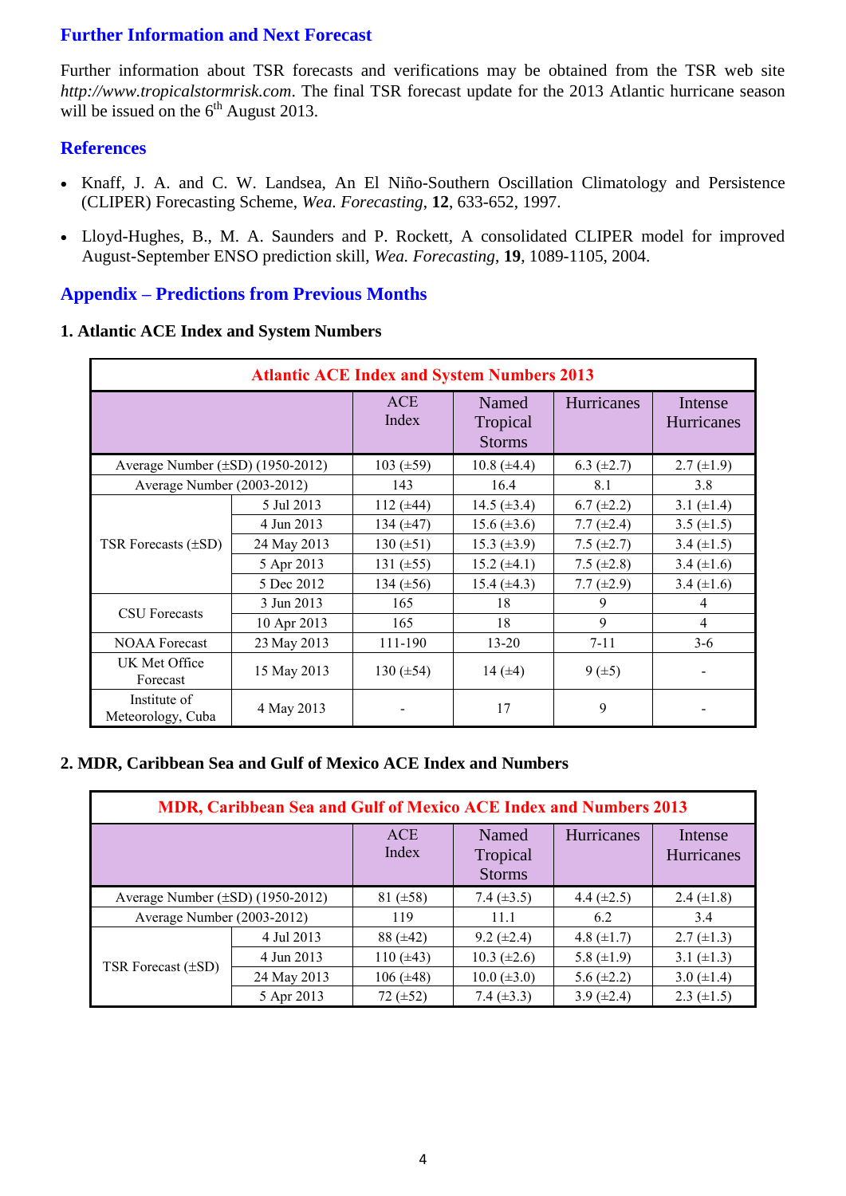## Further Information and Next Forecast

Further information about TSR forecasts and verifications may be obtained from the TSR web site *http://www.tropicalstormrisk.com*. The final TSR forecast update for the 2013 Atlantic hurricane season will be issued on the 6th August 2013.

## References

- Knaff, J. A. and C. W. Landsea, An El Niño-Southern Oscillation Climatology and Persistence (CLIPER) Forecasting Scheme, *Wea. Forecasting*, **12**, 633-652, 1997.
- Lloyd-Hughes, B., M. A. Saunders and P. Rockett, A consolidated CLIPER model for improved August-September ENSO prediction skill, *Wea. Forecasting*, **19**, 1089-1105, 2004.

## Appendix – Predictions from Previous Months

### 1. Atlantic ACE Index and System Numbers

| Atlantic ACE Index and System Numbers 2013 | | | | | |
|---|---|---|---|---|---|
| | | ACE Index | Named Tropical Storms | Hurricanes | Intense Hurricanes |
| Average Number (±SD) (1950-2012) | | 103 (±59) | 10.8 (±4.4) | 6.3 (±2.7) | 2.7 (±1.9) |
| Average Number (2003-2012) | | 143 | 16.4 | 8.1 | 3.8 |
| TSR Forecasts (±SD) | 5 Jul 2013 | 112 (±44) | 14.5 (±3.4) | 6.7 (±2.2) | 3.1 (±1.4) |
| | 4 Jun 2013 | 134 (±47) | 15.6 (±3.6) | 7.7 (±2.4) | 3.5 (±1.5) |
| | 24 May 2013 | 130 (±51) | 15.3 (±3.9) | 7.5 (±2.7) | 3.4 (±1.5) |
| | 5 Apr 2013 | 131 (±55) | 15.2 (±4.1) | 7.5 (±2.8) | 3.4 (±1.6) |
| | 5 Dec 2012 | 134 (±56) | 15.4 (±4.3) | 7.7 (±2.9) | 3.4 (±1.6) |
| CSU Forecasts | 3 Jun 2013 | 165 | 18 | 9 | 4 |
| | 10 Apr 2013 | 165 | 18 | 9 | 4 |
| NOAA Forecast | 23 May 2013 | 111-190 | 13-20 | 7-11 | 3-6 |
| UK Met Office Forecast | 15 May 2013 | 130 (±54) | 14 (±4) | 9 (±5) | - |
| Institute of Meteorology, Cuba | 4 May 2013 | - | 17 | 9 | - |

### 2. MDR, Caribbean Sea and Gulf of Mexico ACE Index and Numbers

| MDR, Caribbean Sea and Gulf of Mexico ACE Index and Numbers 2013 | | | | | |
|---|---|---|---|---|---|
| | | ACE Index | Named Tropical Storms | Hurricanes | Intense Hurricanes |
| Average Number (±SD) (1950-2012) | | 81 (±58) | 7.4 (±3.5) | 4.4 (±2.5) | 2.4 (±1.8) |
| Average Number (2003-2012) | | 119 | 11.1 | 6.2 | 3.4 |
| TSR Forecast (±SD) | 4 Jul 2013 | 88 (±42) | 9.2 (±2.4) | 4.8 (±1.7) | 2.7 (±1.3) |
| | 4 Jun 2013 | 110 (±43) | 10.3 (±2.6) | 5.8 (±1.9) | 3.1 (±1.3) |
| | 24 May 2013 | 106 (±48) | 10.0 (±3.0) | 5.6 (±2.2) | 3.0 (±1.4) |
| | 5 Apr 2013 | 72 (±52) | 7.4 (±3.3) | 3.9 (±2.4) | 2.3 (±1.5) |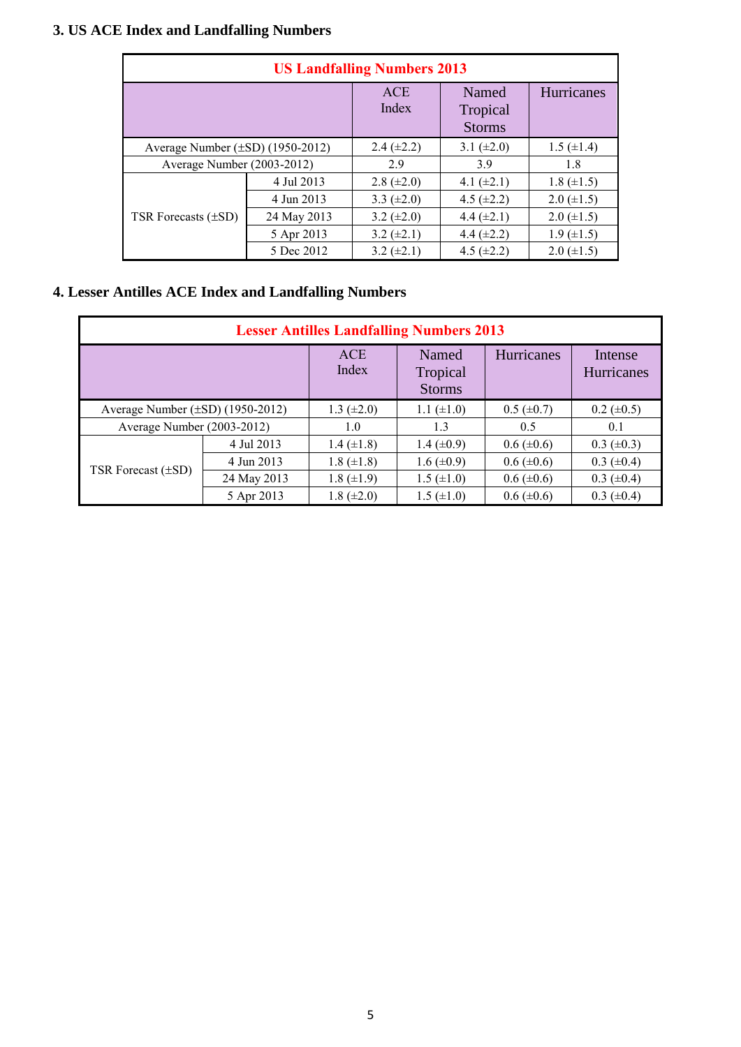### 3. US ACE Index and Landfalling Numbers

| US Landfalling Numbers 2013 | | | | |
|---|---|---|---|---|
| | | ACE Index | Named Tropical Storms | Hurricanes |
| Average Number (±SD) (1950-2012) | | 2.4 (±2.2) | 3.1 (±2.0) | 1.5 (±1.4) |
| Average Number (2003-2012) | | 2.9 | 3.9 | 1.8 |
| TSR Forecasts (±SD) | 4 Jul 2013 | 2.8 (±2.0) | 4.1 (±2.1) | 1.8 (±1.5) |
| | 4 Jun 2013 | 3.3 (±2.0) | 4.5 (±2.2) | 2.0 (±1.5) |
| | 24 May 2013 | 3.2 (±2.0) | 4.4 (±2.1) | 2.0 (±1.5) |
| | 5 Apr 2013 | 3.2 (±2.1) | 4.4 (±2.2) | 1.9 (±1.5) |
| | 5 Dec 2012 | 3.2 (±2.1) | 4.5 (±2.2) | 2.0 (±1.5) |

### 4. Lesser Antilles ACE Index and Landfalling Numbers

| Lesser Antilles Landfalling Numbers 2013 | | | | | |
|---|---|---|---|---|---|
| | | ACE Index | Named Tropical Storms | Hurricanes | Intense Hurricanes |
| Average Number (±SD) (1950-2012) | | 1.3 (±2.0) | 1.1 (±1.0) | 0.5 (±0.7) | 0.2 (±0.5) |
| Average Number (2003-2012) | | 1.0 | 1.3 | 0.5 | 0.1 |
| TSR Forecast (±SD) | 4 Jul 2013 | 1.4 (±1.8) | 1.4 (±0.9) | 0.6 (±0.6) | 0.3 (±0.3) |
| | 4 Jun 2013 | 1.8 (±1.8) | 1.6 (±0.9) | 0.6 (±0.6) | 0.3 (±0.4) |
| | 24 May 2013 | 1.8 (±1.9) | 1.5 (±1.0) | 0.6 (±0.6) | 0.3 (±0.4) |
| | 5 Apr 2013 | 1.8 (±2.0) | 1.5 (±1.0) | 0.6 (±0.6) | 0.3 (±0.4) |